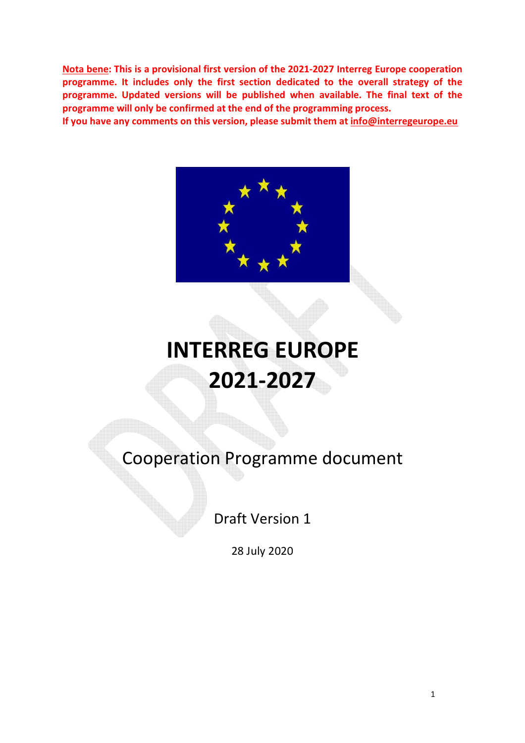**Nota bene: This is a provisional first version of the 2021-2027 Interreg Europe cooperation programme. It includes only the first section dedicated to the overall strategy of the programme. Updated versions will be published when available. The final text of the programme will only be confirmed at the end of the programming process.**
**If you have any comments on this version, please submit them at info@interregeurope.eu**

# INTERREG EUROPE 2021-2027

## Cooperation Programme document

Draft Version 1

28 July 2020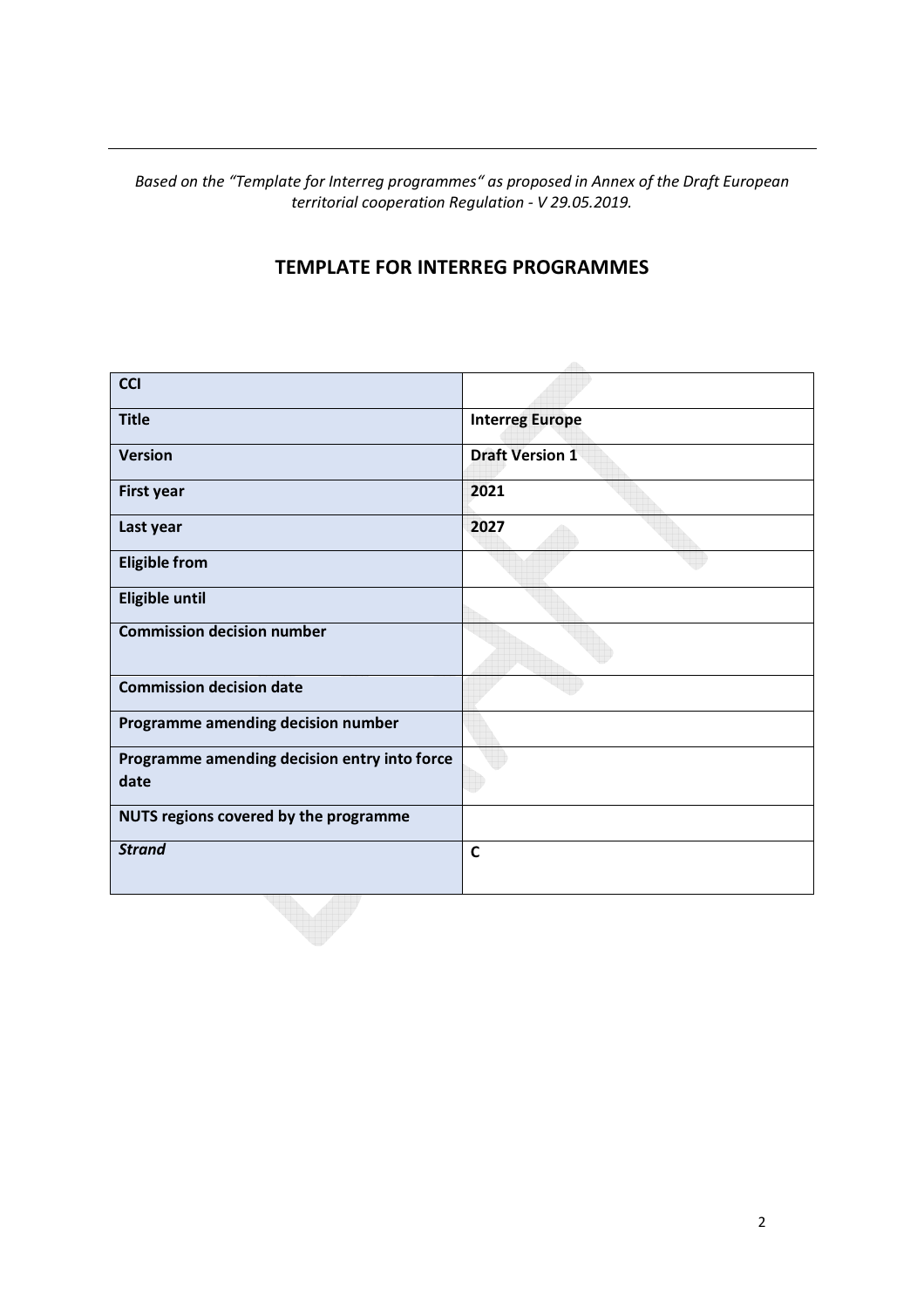*Based on the "Template for Interreg programmes" as proposed in Annex of the Draft European territorial cooperation Regulation - V 29.05.2019.*

## TEMPLATE FOR INTERREG PROGRAMMES

| **CCI** | |
|---|---|
| **Title** | **Interreg Europe** |
| **Version** | **Draft Version 1** |
| **First year** | **2021** |
| **Last year** | **2027** |
| **Eligible from** | |
| **Eligible until** | |
| **Commission decision number** | |
| **Commission decision date** | |
| **Programme amending decision number** | |
| **Programme amending decision entry into force date** | |
| **NUTS regions covered by the programme** | |
| ***Strand*** | **C** |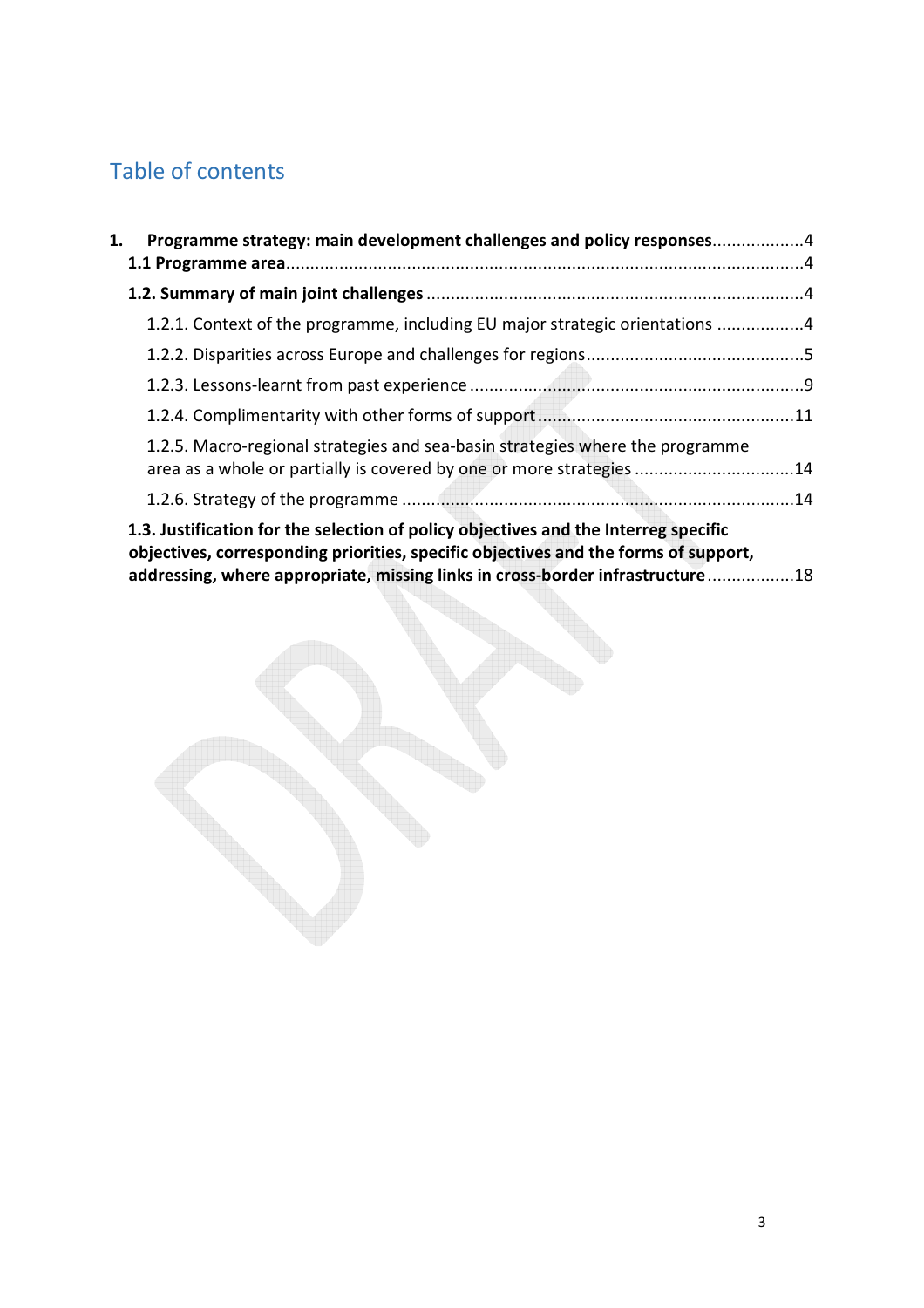## Table of contents

**1. Programme strategy: main development challenges and policy responses** .................. 4

**1.1 Programme area** .................. 4

**1.2. Summary of main joint challenges** .................. 4

1.2.1. Context of the programme, including EU major strategic orientations .................. 4

1.2.2. Disparities across Europe and challenges for regions .................. 5

1.2.3. Lessons-learnt from past experience .................. 9

1.2.4. Complimentarity with other forms of support .................. 11

1.2.5. Macro-regional strategies and sea-basin strategies where the programme area as a whole or partially is covered by one or more strategies .................. 14

1.2.6. Strategy of the programme .................. 14

**1.3. Justification for the selection of policy objectives and the Interreg specific objectives, corresponding priorities, specific objectives and the forms of support, addressing, where appropriate, missing links in cross-border infrastructure** .................. 18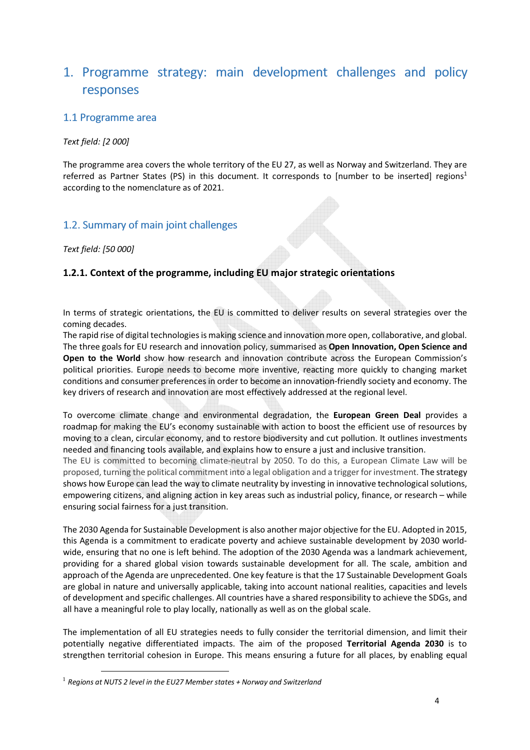# 1. Programme strategy: main development challenges and policy responses

## 1.1 Programme area

*Text field: [2 000]*

The programme area covers the whole territory of the EU 27, as well as Norway and Switzerland. They are referred as Partner States (PS) in this document. It corresponds to [number to be inserted] regions[1] according to the nomenclature as of 2021.

## 1.2. Summary of main joint challenges

*Text field: [50 000]*

### 1.2.1. Context of the programme, including EU major strategic orientations

In terms of strategic orientations, the EU is committed to deliver results on several strategies over the coming decades.
The rapid rise of digital technologies is making science and innovation more open, collaborative, and global. The three goals for EU research and innovation policy, summarised as **Open Innovation, Open Science and Open to the World** show how research and innovation contribute across the European Commission's political priorities. Europe needs to become more inventive, reacting more quickly to changing market conditions and consumer preferences in order to become an innovation-friendly society and economy. The key drivers of research and innovation are most effectively addressed at the regional level.

To overcome climate change and environmental degradation, the **European Green Deal** provides a roadmap for making the EU's economy sustainable with action to boost the efficient use of resources by moving to a clean, circular economy, and to restore biodiversity and cut pollution. It outlines investments needed and financing tools available, and explains how to ensure a just and inclusive transition.
The EU is committed to becoming climate-neutral by 2050. To do this, a European Climate Law will be proposed, turning the political commitment into a legal obligation and a trigger for investment. The strategy shows how Europe can lead the way to climate neutrality by investing in innovative technological solutions, empowering citizens, and aligning action in key areas such as industrial policy, finance, or research – while ensuring social fairness for a just transition.

The 2030 Agenda for Sustainable Development is also another major objective for the EU. Adopted in 2015, this Agenda is a commitment to eradicate poverty and achieve sustainable development by 2030 world-wide, ensuring that no one is left behind. The adoption of the 2030 Agenda was a landmark achievement, providing for a shared global vision towards sustainable development for all. The scale, ambition and approach of the Agenda are unprecedented. One key feature is that the 17 Sustainable Development Goals are global in nature and universally applicable, taking into account national realities, capacities and levels of development and specific challenges. All countries have a shared responsibility to achieve the SDGs, and all have a meaningful role to play locally, nationally as well as on the global scale.

The implementation of all EU strategies needs to fully consider the territorial dimension, and limit their potentially negative differentiated impacts. The aim of the proposed **Territorial Agenda 2030** is to strengthen territorial cohesion in Europe. This means ensuring a future for all places, by enabling equal

[1] *Regions at NUTS 2 level in the EU27 Member states + Norway and Switzerland*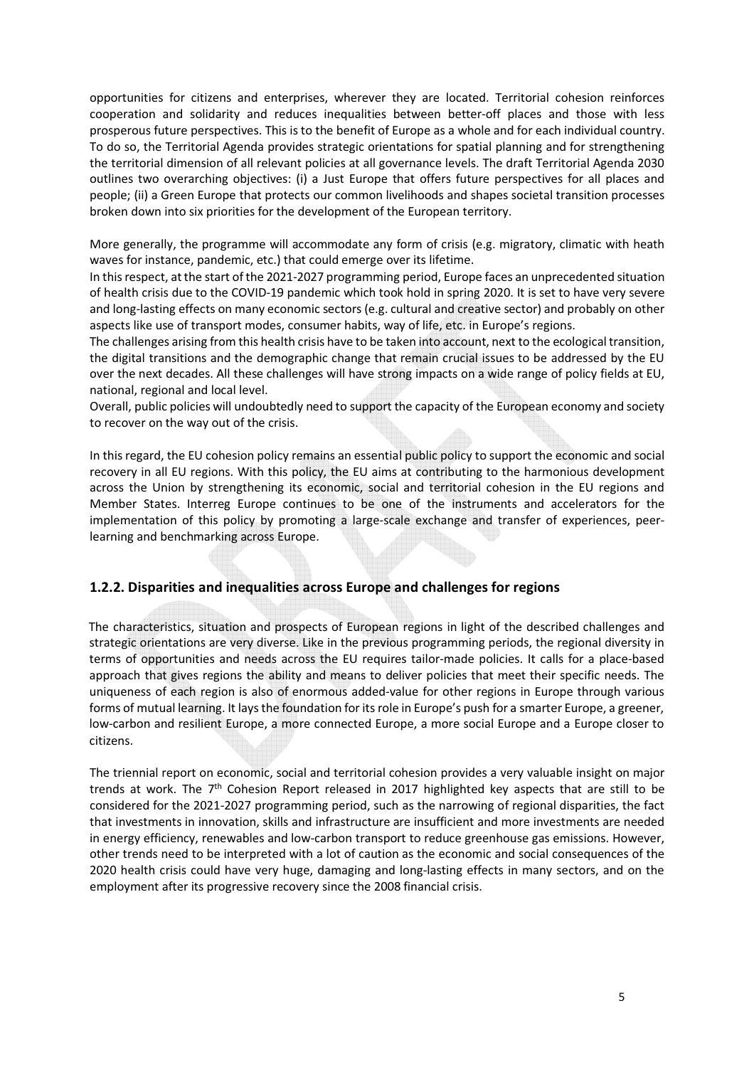opportunities for citizens and enterprises, wherever they are located. Territorial cohesion reinforces cooperation and solidarity and reduces inequalities between better-off places and those with less prosperous future perspectives. This is to the benefit of Europe as a whole and for each individual country. To do so, the Territorial Agenda provides strategic orientations for spatial planning and for strengthening the territorial dimension of all relevant policies at all governance levels. The draft Territorial Agenda 2030 outlines two overarching objectives: (i) a Just Europe that offers future perspectives for all places and people; (ii) a Green Europe that protects our common livelihoods and shapes societal transition processes broken down into six priorities for the development of the European territory.

More generally, the programme will accommodate any form of crisis (e.g. migratory, climatic with heath waves for instance, pandemic, etc.) that could emerge over its lifetime.
In this respect, at the start of the 2021-2027 programming period, Europe faces an unprecedented situation of health crisis due to the COVID-19 pandemic which took hold in spring 2020. It is set to have very severe and long-lasting effects on many economic sectors (e.g. cultural and creative sector) and probably on other aspects like use of transport modes, consumer habits, way of life, etc. in Europe's regions.
The challenges arising from this health crisis have to be taken into account, next to the ecological transition, the digital transitions and the demographic change that remain crucial issues to be addressed by the EU over the next decades. All these challenges will have strong impacts on a wide range of policy fields at EU, national, regional and local level.
Overall, public policies will undoubtedly need to support the capacity of the European economy and society to recover on the way out of the crisis.

In this regard, the EU cohesion policy remains an essential public policy to support the economic and social recovery in all EU regions. With this policy, the EU aims at contributing to the harmonious development across the Union by strengthening its economic, social and territorial cohesion in the EU regions and Member States. Interreg Europe continues to be one of the instruments and accelerators for the implementation of this policy by promoting a large-scale exchange and transfer of experiences, peer-learning and benchmarking across Europe.

### 1.2.2. Disparities and inequalities across Europe and challenges for regions

The characteristics, situation and prospects of European regions in light of the described challenges and strategic orientations are very diverse. Like in the previous programming periods, the regional diversity in terms of opportunities and needs across the EU requires tailor-made policies. It calls for a place-based approach that gives regions the ability and means to deliver policies that meet their specific needs. The uniqueness of each region is also of enormous added-value for other regions in Europe through various forms of mutual learning. It lays the foundation for its role in Europe's push for a smarter Europe, a greener, low-carbon and resilient Europe, a more connected Europe, a more social Europe and a Europe closer to citizens.

The triennial report on economic, social and territorial cohesion provides a very valuable insight on major trends at work. The 7th Cohesion Report released in 2017 highlighted key aspects that are still to be considered for the 2021-2027 programming period, such as the narrowing of regional disparities, the fact that investments in innovation, skills and infrastructure are insufficient and more investments are needed in energy efficiency, renewables and low-carbon transport to reduce greenhouse gas emissions. However, other trends need to be interpreted with a lot of caution as the economic and social consequences of the 2020 health crisis could have very huge, damaging and long-lasting effects in many sectors, and on the employment after its progressive recovery since the 2008 financial crisis.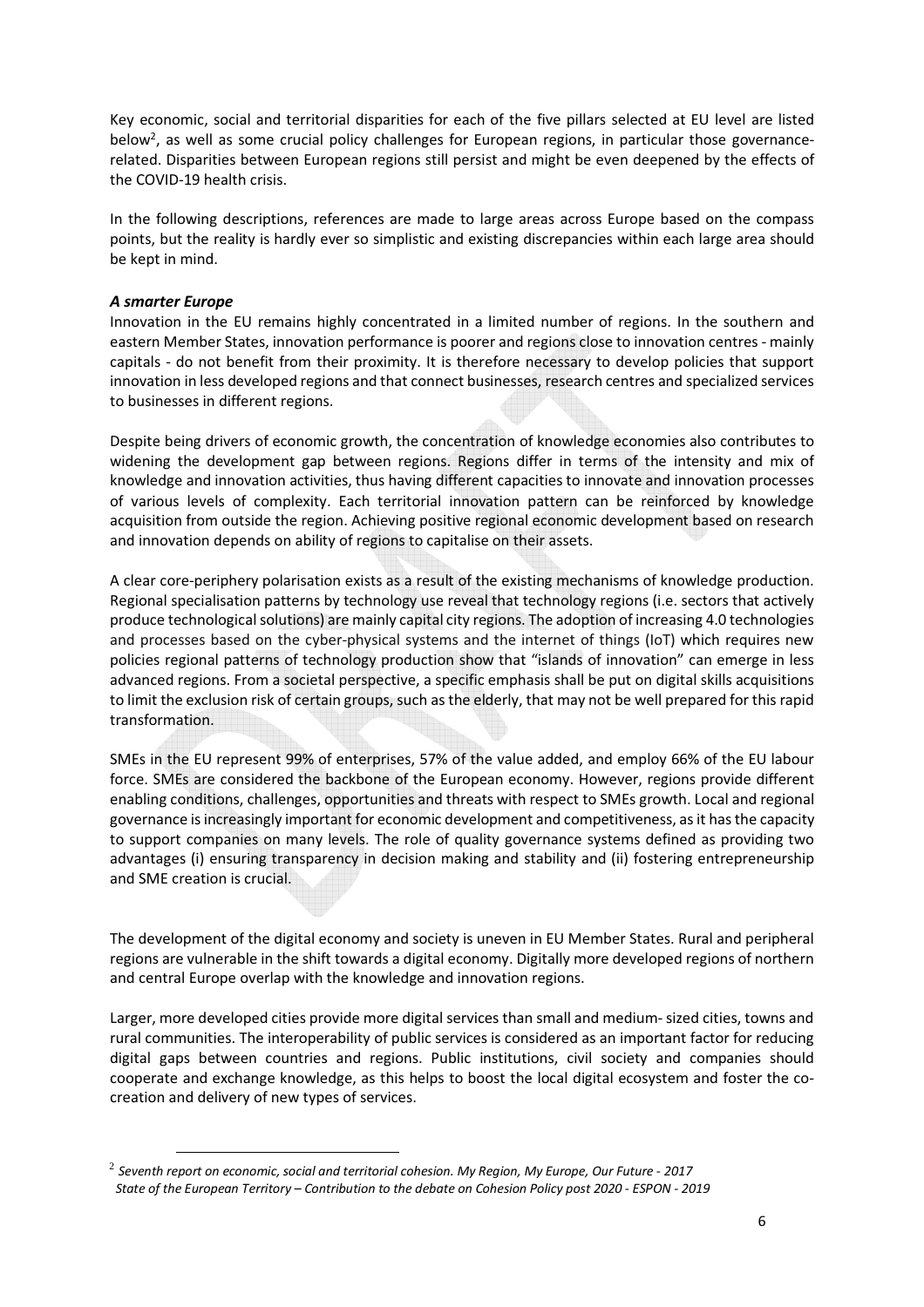Key economic, social and territorial disparities for each of the five pillars selected at EU level are listed below[2], as well as some crucial policy challenges for European regions, in particular those governance-related. Disparities between European regions still persist and might be even deepened by the effects of the COVID-19 health crisis.

In the following descriptions, references are made to large areas across Europe based on the compass points, but the reality is hardly ever so simplistic and existing discrepancies within each large area should be kept in mind.

### *A smarter Europe*

Innovation in the EU remains highly concentrated in a limited number of regions. In the southern and eastern Member States, innovation performance is poorer and regions close to innovation centres - mainly capitals - do not benefit from their proximity. It is therefore necessary to develop policies that support innovation in less developed regions and that connect businesses, research centres and specialized services to businesses in different regions.

Despite being drivers of economic growth, the concentration of knowledge economies also contributes to widening the development gap between regions. Regions differ in terms of the intensity and mix of knowledge and innovation activities, thus having different capacities to innovate and innovation processes of various levels of complexity. Each territorial innovation pattern can be reinforced by knowledge acquisition from outside the region. Achieving positive regional economic development based on research and innovation depends on ability of regions to capitalise on their assets.

A clear core-periphery polarisation exists as a result of the existing mechanisms of knowledge production. Regional specialisation patterns by technology use reveal that technology regions (i.e. sectors that actively produce technological solutions) are mainly capital city regions. The adoption of increasing 4.0 technologies and processes based on the cyber-physical systems and the internet of things (IoT) which requires new policies regional patterns of technology production show that "islands of innovation" can emerge in less advanced regions. From a societal perspective, a specific emphasis shall be put on digital skills acquisitions to limit the exclusion risk of certain groups, such as the elderly, that may not be well prepared for this rapid transformation.

SMEs in the EU represent 99% of enterprises, 57% of the value added, and employ 66% of the EU labour force. SMEs are considered the backbone of the European economy. However, regions provide different enabling conditions, challenges, opportunities and threats with respect to SMEs growth. Local and regional governance is increasingly important for economic development and competitiveness, as it has the capacity to support companies on many levels. The role of quality governance systems defined as providing two advantages (i) ensuring transparency in decision making and stability and (ii) fostering entrepreneurship and SME creation is crucial.

The development of the digital economy and society is uneven in EU Member States. Rural and peripheral regions are vulnerable in the shift towards a digital economy. Digitally more developed regions of northern and central Europe overlap with the knowledge and innovation regions.

Larger, more developed cities provide more digital services than small and medium- sized cities, towns and rural communities. The interoperability of public services is considered as an important factor for reducing digital gaps between countries and regions. Public institutions, civil society and companies should cooperate and exchange knowledge, as this helps to boost the local digital ecosystem and foster the co-creation and delivery of new types of services.

---

[2] *Seventh report on economic, social and territorial cohesion. My Region, My Europe, Our Future - 2017*
*State of the European Territory – Contribution to the debate on Cohesion Policy post 2020 - ESPON - 2019*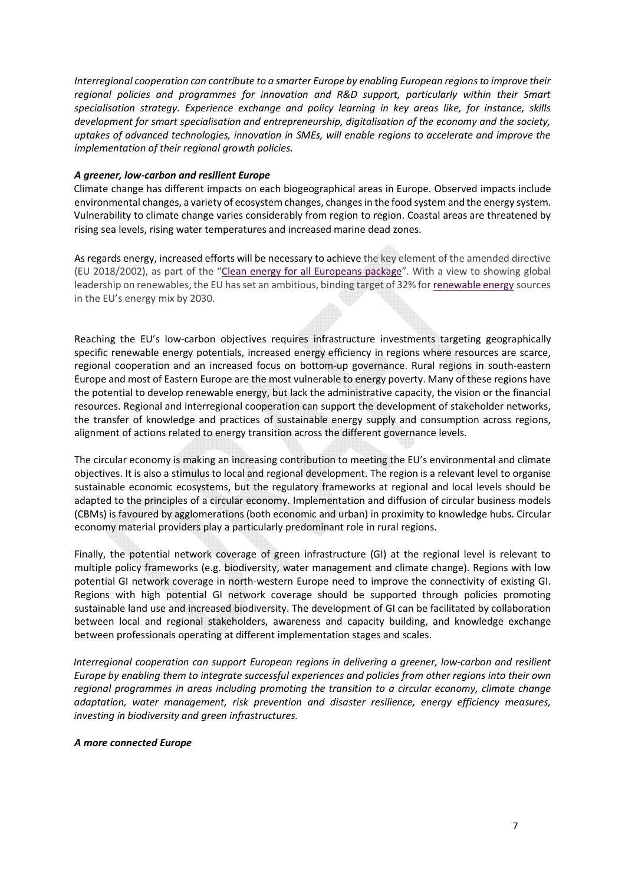*Interregional cooperation can contribute to a smarter Europe by enabling European regions to improve their regional policies and programmes for innovation and R&D support, particularly within their Smart specialisation strategy. Experience exchange and policy learning in key areas like, for instance, skills development for smart specialisation and entrepreneurship, digitalisation of the economy and the society, uptakes of advanced technologies, innovation in SMEs, will enable regions to accelerate and improve the implementation of their regional growth policies.*

***A greener, low-carbon and resilient Europe***

Climate change has different impacts on each biogeographical areas in Europe. Observed impacts include environmental changes, a variety of ecosystem changes, changes in the food system and the energy system. Vulnerability to climate change varies considerably from region to region. Coastal areas are threatened by rising sea levels, rising water temperatures and increased marine dead zones.

As regards energy, increased efforts will be necessary to achieve the key element of the amended directive (EU 2018/2002), as part of the "Clean energy for all Europeans package". With a view to showing global leadership on renewables, the EU has set an ambitious, binding target of 32% for renewable energy sources in the EU's energy mix by 2030.

Reaching the EU's low-carbon objectives requires infrastructure investments targeting geographically specific renewable energy potentials, increased energy efficiency in regions where resources are scarce, regional cooperation and an increased focus on bottom-up governance. Rural regions in south-eastern Europe and most of Eastern Europe are the most vulnerable to energy poverty. Many of these regions have the potential to develop renewable energy, but lack the administrative capacity, the vision or the financial resources. Regional and interregional cooperation can support the development of stakeholder networks, the transfer of knowledge and practices of sustainable energy supply and consumption across regions, alignment of actions related to energy transition across the different governance levels.

The circular economy is making an increasing contribution to meeting the EU's environmental and climate objectives. It is also a stimulus to local and regional development. The region is a relevant level to organise sustainable economic ecosystems, but the regulatory frameworks at regional and local levels should be adapted to the principles of a circular economy. Implementation and diffusion of circular business models (CBMs) is favoured by agglomerations (both economic and urban) in proximity to knowledge hubs. Circular economy material providers play a particularly predominant role in rural regions.

Finally, the potential network coverage of green infrastructure (GI) at the regional level is relevant to multiple policy frameworks (e.g. biodiversity, water management and climate change). Regions with low potential GI network coverage in north-western Europe need to improve the connectivity of existing GI. Regions with high potential GI network coverage should be supported through policies promoting sustainable land use and increased biodiversity. The development of GI can be facilitated by collaboration between local and regional stakeholders, awareness and capacity building, and knowledge exchange between professionals operating at different implementation stages and scales.

*Interregional cooperation can support European regions in delivering a greener, low-carbon and resilient Europe by enabling them to integrate successful experiences and policies from other regions into their own regional programmes in areas including promoting the transition to a circular economy, climate change adaptation, water management, risk prevention and disaster resilience, energy efficiency measures, investing in biodiversity and green infrastructures.*

***A more connected Europe***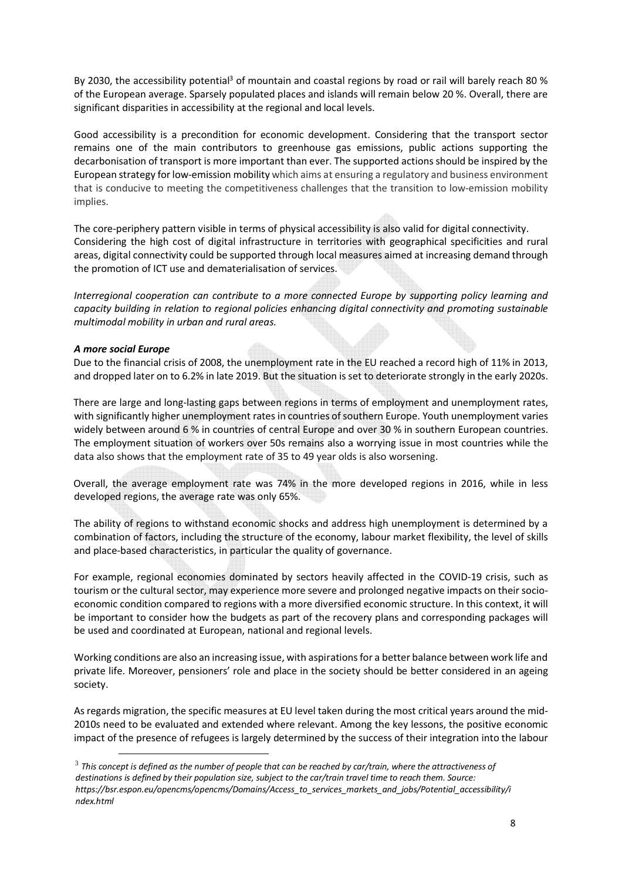By 2030, the accessibility potential[3] of mountain and coastal regions by road or rail will barely reach 80 % of the European average. Sparsely populated places and islands will remain below 20 %. Overall, there are significant disparities in accessibility at the regional and local levels.

Good accessibility is a precondition for economic development. Considering that the transport sector remains one of the main contributors to greenhouse gas emissions, public actions supporting the decarbonisation of transport is more important than ever. The supported actions should be inspired by the European strategy for low-emission mobility which aims at ensuring a regulatory and business environment that is conducive to meeting the competitiveness challenges that the transition to low-emission mobility implies.

The core-periphery pattern visible in terms of physical accessibility is also valid for digital connectivity. Considering the high cost of digital infrastructure in territories with geographical specificities and rural areas, digital connectivity could be supported through local measures aimed at increasing demand through the promotion of ICT use and dematerialisation of services.

*Interregional cooperation can contribute to a more connected Europe by supporting policy learning and capacity building in relation to regional policies enhancing digital connectivity and promoting sustainable multimodal mobility in urban and rural areas.*

***A more social Europe***

Due to the financial crisis of 2008, the unemployment rate in the EU reached a record high of 11% in 2013, and dropped later on to 6.2% in late 2019. But the situation is set to deteriorate strongly in the early 2020s.

There are large and long-lasting gaps between regions in terms of employment and unemployment rates, with significantly higher unemployment rates in countries of southern Europe. Youth unemployment varies widely between around 6 % in countries of central Europe and over 30 % in southern European countries. The employment situation of workers over 50s remains also a worrying issue in most countries while the data also shows that the employment rate of 35 to 49 year olds is also worsening.

Overall, the average employment rate was 74% in the more developed regions in 2016, while in less developed regions, the average rate was only 65%.

The ability of regions to withstand economic shocks and address high unemployment is determined by a combination of factors, including the structure of the economy, labour market flexibility, the level of skills and place-based characteristics, in particular the quality of governance.

For example, regional economies dominated by sectors heavily affected in the COVID-19 crisis, such as tourism or the cultural sector, may experience more severe and prolonged negative impacts on their socio-economic condition compared to regions with a more diversified economic structure. In this context, it will be important to consider how the budgets as part of the recovery plans and corresponding packages will be used and coordinated at European, national and regional levels.

Working conditions are also an increasing issue, with aspirations for a better balance between work life and private life. Moreover, pensioners' role and place in the society should be better considered in an ageing society.

As regards migration, the specific measures at EU level taken during the most critical years around the mid-2010s need to be evaluated and extended where relevant. Among the key lessons, the positive economic impact of the presence of refugees is largely determined by the success of their integration into the labour

---

[3] *This concept is defined as the number of people that can be reached by car/train, where the attractiveness of destinations is defined by their population size, subject to the car/train travel time to reach them. Source: https://bsr.espon.eu/opencms/opencms/Domains/Access_to_services_markets_and_jobs/Potential_accessibility/index.html*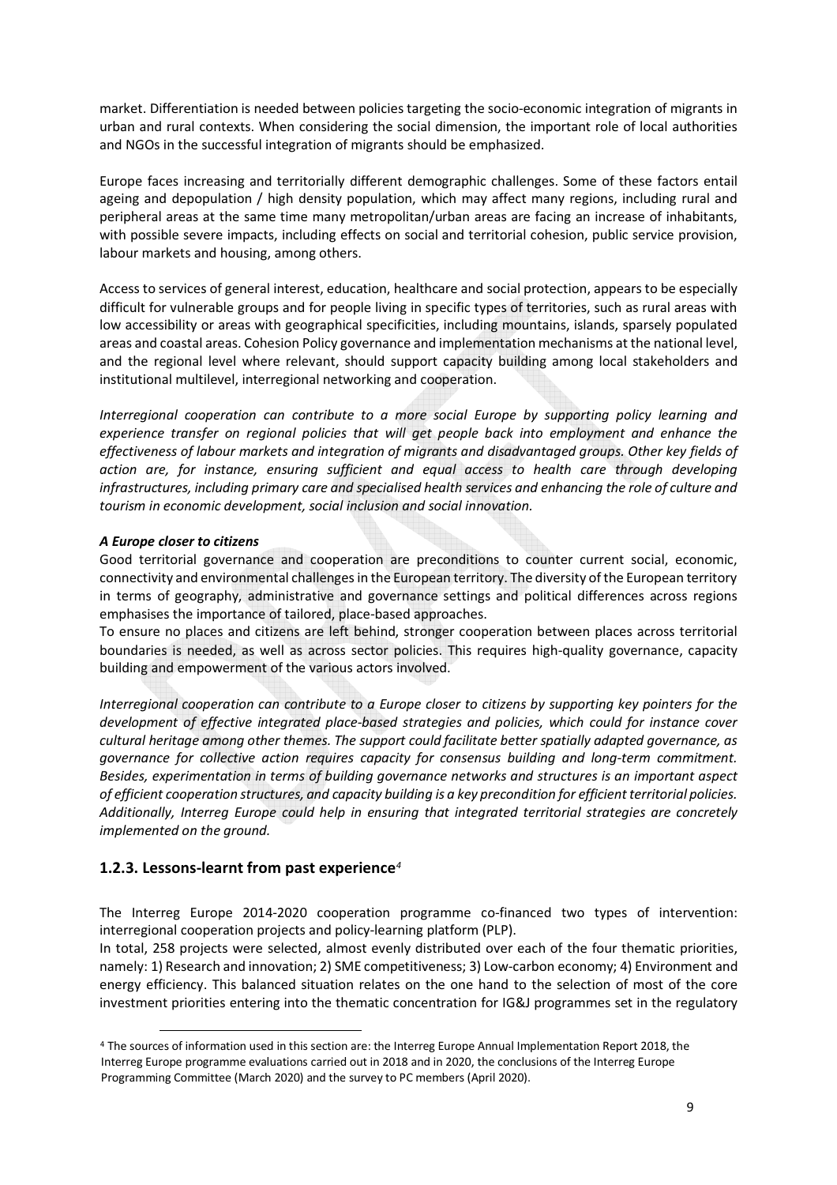market. Differentiation is needed between policies targeting the socio-economic integration of migrants in urban and rural contexts. When considering the social dimension, the important role of local authorities and NGOs in the successful integration of migrants should be emphasized.

Europe faces increasing and territorially different demographic challenges. Some of these factors entail ageing and depopulation / high density population, which may affect many regions, including rural and peripheral areas at the same time many metropolitan/urban areas are facing an increase of inhabitants, with possible severe impacts, including effects on social and territorial cohesion, public service provision, labour markets and housing, among others.

Access to services of general interest, education, healthcare and social protection, appears to be especially difficult for vulnerable groups and for people living in specific types of territories, such as rural areas with low accessibility or areas with geographical specificities, including mountains, islands, sparsely populated areas and coastal areas. Cohesion Policy governance and implementation mechanisms at the national level, and the regional level where relevant, should support capacity building among local stakeholders and institutional multilevel, interregional networking and cooperation.

*Interregional cooperation can contribute to a more social Europe by supporting policy learning and experience transfer on regional policies that will get people back into employment and enhance the effectiveness of labour markets and integration of migrants and disadvantaged groups. Other key fields of action are, for instance, ensuring sufficient and equal access to health care through developing infrastructures, including primary care and specialised health services and enhancing the role of culture and tourism in economic development, social inclusion and social innovation.*

***A Europe closer to citizens***

Good territorial governance and cooperation are preconditions to counter current social, economic, connectivity and environmental challenges in the European territory. The diversity of the European territory in terms of geography, administrative and governance settings and political differences across regions emphasises the importance of tailored, place-based approaches.

To ensure no places and citizens are left behind, stronger cooperation between places across territorial boundaries is needed, as well as across sector policies. This requires high-quality governance, capacity building and empowerment of the various actors involved.

*Interregional cooperation can contribute to a Europe closer to citizens by supporting key pointers for the development of effective integrated place-based strategies and policies, which could for instance cover cultural heritage among other themes. The support could facilitate better spatially adapted governance, as governance for collective action requires capacity for consensus building and long-term commitment. Besides, experimentation in terms of building governance networks and structures is an important aspect of efficient cooperation structures, and capacity building is a key precondition for efficient territorial policies. Additionally, Interreg Europe could help in ensuring that integrated territorial strategies are concretely implemented on the ground.*

### 1.2.3. Lessons-learnt from past experience[4]

The Interreg Europe 2014-2020 cooperation programme co-financed two types of intervention: interregional cooperation projects and policy-learning platform (PLP).

In total, 258 projects were selected, almost evenly distributed over each of the four thematic priorities, namely: 1) Research and innovation; 2) SME competitiveness; 3) Low-carbon economy; 4) Environment and energy efficiency. This balanced situation relates on the one hand to the selection of most of the core investment priorities entering into the thematic concentration for IG&J programmes set in the regulatory

[4] The sources of information used in this section are: the Interreg Europe Annual Implementation Report 2018, the Interreg Europe programme evaluations carried out in 2018 and in 2020, the conclusions of the Interreg Europe Programming Committee (March 2020) and the survey to PC members (April 2020).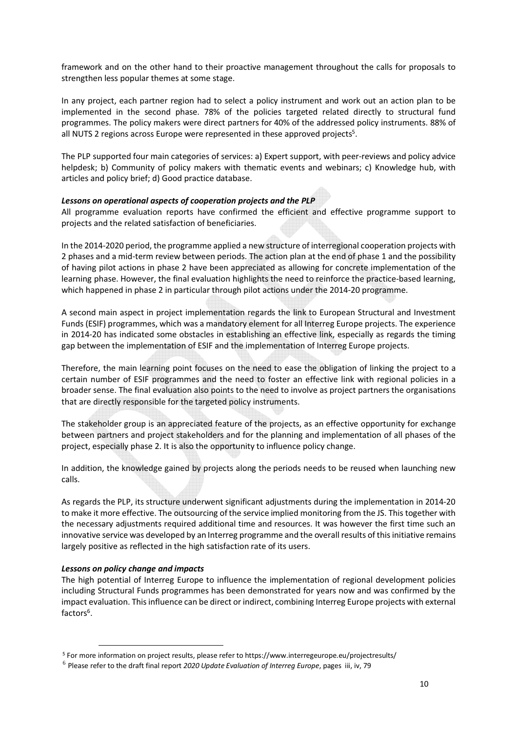framework and on the other hand to their proactive management throughout the calls for proposals to strengthen less popular themes at some stage.

In any project, each partner region had to select a policy instrument and work out an action plan to be implemented in the second phase. 78% of the policies targeted related directly to structural fund programmes. The policy makers were direct partners for 40% of the addressed policy instruments. 88% of all NUTS 2 regions across Europe were represented in these approved projects[5].

The PLP supported four main categories of services: a) Expert support, with peer-reviews and policy advice helpdesk; b) Community of policy makers with thematic events and webinars; c) Knowledge hub, with articles and policy brief; d) Good practice database.

***Lessons on operational aspects of cooperation projects and the PLP***

All programme evaluation reports have confirmed the efficient and effective programme support to projects and the related satisfaction of beneficiaries.

In the 2014-2020 period, the programme applied a new structure of interregional cooperation projects with 2 phases and a mid-term review between periods. The action plan at the end of phase 1 and the possibility of having pilot actions in phase 2 have been appreciated as allowing for concrete implementation of the learning phase. However, the final evaluation highlights the need to reinforce the practice-based learning, which happened in phase 2 in particular through pilot actions under the 2014-20 programme.

A second main aspect in project implementation regards the link to European Structural and Investment Funds (ESIF) programmes, which was a mandatory element for all Interreg Europe projects. The experience in 2014-20 has indicated some obstacles in establishing an effective link, especially as regards the timing gap between the implementation of ESIF and the implementation of Interreg Europe projects.

Therefore, the main learning point focuses on the need to ease the obligation of linking the project to a certain number of ESIF programmes and the need to foster an effective link with regional policies in a broader sense. The final evaluation also points to the need to involve as project partners the organisations that are directly responsible for the targeted policy instruments.

The stakeholder group is an appreciated feature of the projects, as an effective opportunity for exchange between partners and project stakeholders and for the planning and implementation of all phases of the project, especially phase 2. It is also the opportunity to influence policy change.

In addition, the knowledge gained by projects along the periods needs to be reused when launching new calls.

As regards the PLP, its structure underwent significant adjustments during the implementation in 2014-20 to make it more effective. The outsourcing of the service implied monitoring from the JS. This together with the necessary adjustments required additional time and resources. It was however the first time such an innovative service was developed by an Interreg programme and the overall results of this initiative remains largely positive as reflected in the high satisfaction rate of its users.

***Lessons on policy change and impacts***

The high potential of Interreg Europe to influence the implementation of regional development policies including Structural Funds programmes has been demonstrated for years now and was confirmed by the impact evaluation. This influence can be direct or indirect, combining Interreg Europe projects with external factors[6].

[5] For more information on project results, please refer to https://www.interregeurope.eu/projectresults/

[6] Please refer to the draft final report *2020 Update Evaluation of Interreg Europe*, pages iii, iv, 79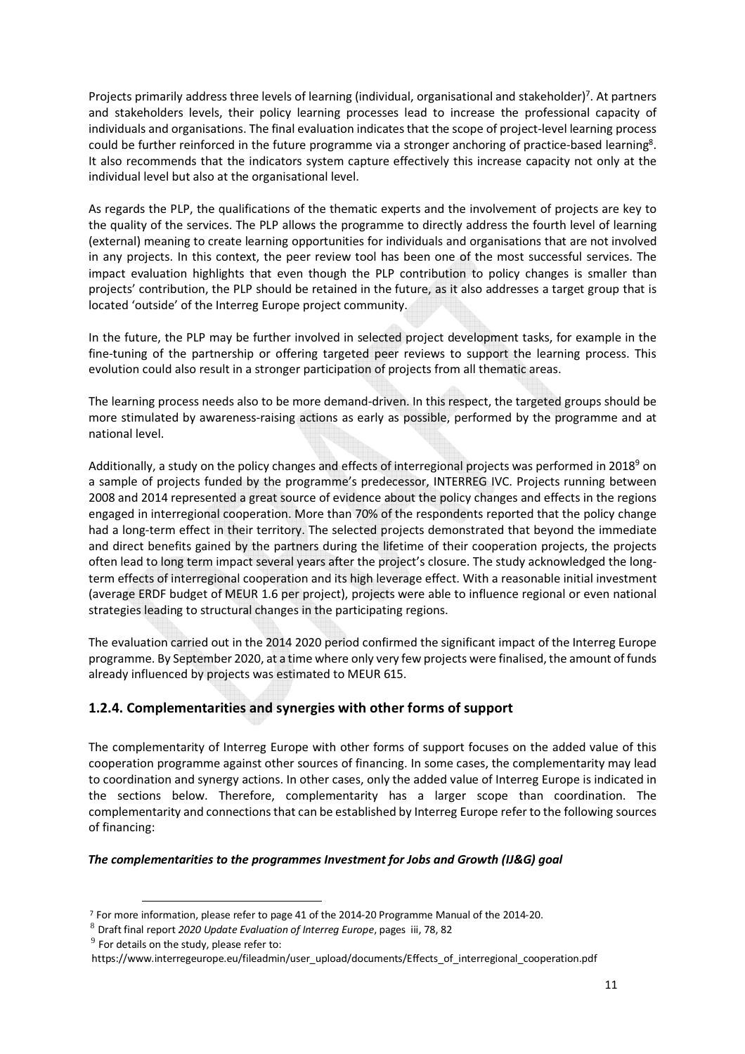Projects primarily address three levels of learning (individual, organisational and stakeholder)[7]. At partners and stakeholders levels, their policy learning processes lead to increase the professional capacity of individuals and organisations. The final evaluation indicates that the scope of project-level learning process could be further reinforced in the future programme via a stronger anchoring of practice-based learning[8]. It also recommends that the indicators system capture effectively this increase capacity not only at the individual level but also at the organisational level.

As regards the PLP, the qualifications of the thematic experts and the involvement of projects are key to the quality of the services. The PLP allows the programme to directly address the fourth level of learning (external) meaning to create learning opportunities for individuals and organisations that are not involved in any projects. In this context, the peer review tool has been one of the most successful services. The impact evaluation highlights that even though the PLP contribution to policy changes is smaller than projects' contribution, the PLP should be retained in the future, as it also addresses a target group that is located 'outside' of the Interreg Europe project community.

In the future, the PLP may be further involved in selected project development tasks, for example in the fine-tuning of the partnership or offering targeted peer reviews to support the learning process. This evolution could also result in a stronger participation of projects from all thematic areas.

The learning process needs also to be more demand-driven. In this respect, the targeted groups should be more stimulated by awareness-raising actions as early as possible, performed by the programme and at national level.

Additionally, a study on the policy changes and effects of interregional projects was performed in 2018[9] on a sample of projects funded by the programme's predecessor, INTERREG IVC. Projects running between 2008 and 2014 represented a great source of evidence about the policy changes and effects in the regions engaged in interregional cooperation. More than 70% of the respondents reported that the policy change had a long-term effect in their territory. The selected projects demonstrated that beyond the immediate and direct benefits gained by the partners during the lifetime of their cooperation projects, the projects often lead to long term impact several years after the project's closure. The study acknowledged the long-term effects of interregional cooperation and its high leverage effect. With a reasonable initial investment (average ERDF budget of MEUR 1.6 per project), projects were able to influence regional or even national strategies leading to structural changes in the participating regions.

The evaluation carried out in the 2014 2020 period confirmed the significant impact of the Interreg Europe programme. By September 2020, at a time where only very few projects were finalised, the amount of funds already influenced by projects was estimated to MEUR 615.

### 1.2.4. Complementarities and synergies with other forms of support

The complementarity of Interreg Europe with other forms of support focuses on the added value of this cooperation programme against other sources of financing. In some cases, the complementarity may lead to coordination and synergy actions. In other cases, only the added value of Interreg Europe is indicated in the sections below. Therefore, complementarity has a larger scope than coordination. The complementarity and connections that can be established by Interreg Europe refer to the following sources of financing:

***The complementarities to the programmes Investment for Jobs and Growth (IJ&G) goal***

---

[7] For more information, please refer to page 41 of the 2014-20 Programme Manual of the 2014-20.

[8] Draft final report *2020 Update Evaluation of Interreg Europe*, pages iii, 78, 82

[9] For details on the study, please refer to:
https://www.interregeurope.eu/fileadmin/user_upload/documents/Effects_of_interregional_cooperation.pdf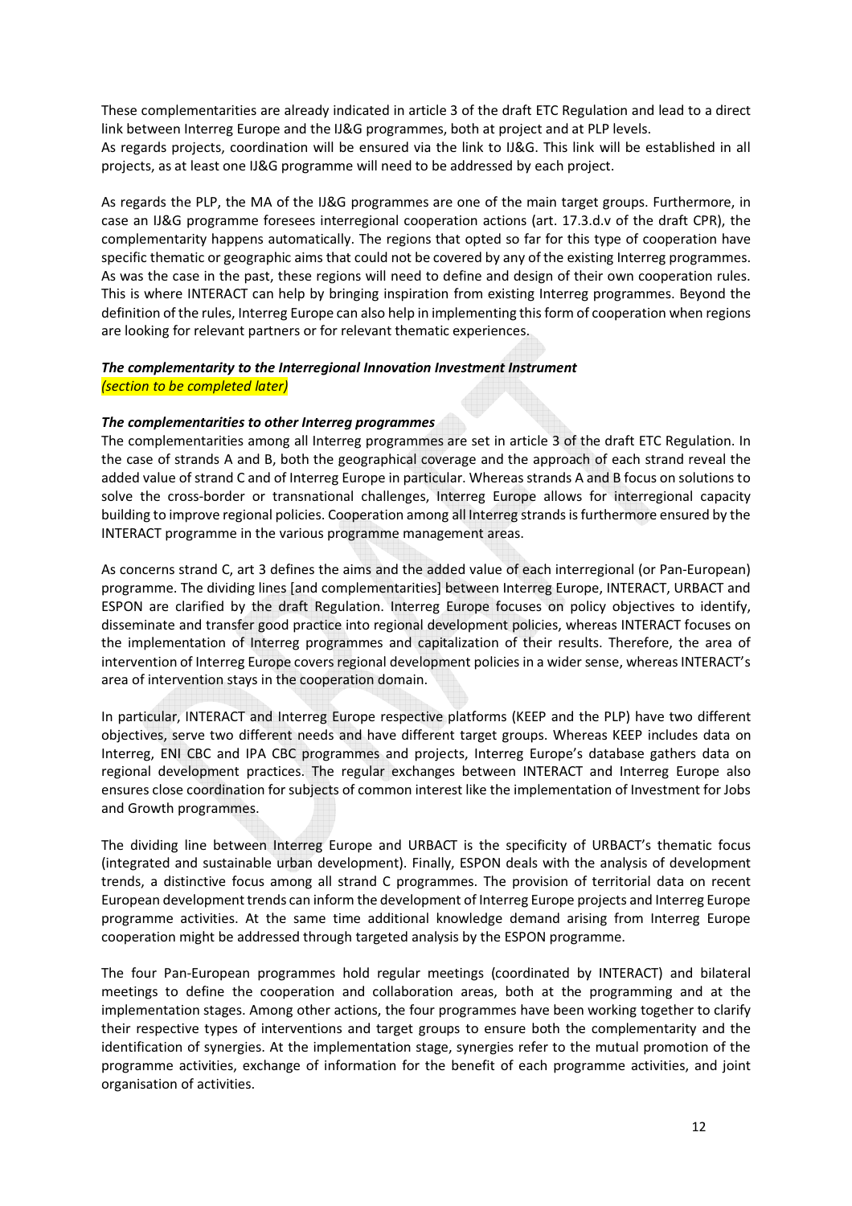These complementarities are already indicated in article 3 of the draft ETC Regulation and lead to a direct link between Interreg Europe and the IJ&G programmes, both at project and at PLP levels.
As regards projects, coordination will be ensured via the link to IJ&G. This link will be established in all projects, as at least one IJ&G programme will need to be addressed by each project.

As regards the PLP, the MA of the IJ&G programmes are one of the main target groups. Furthermore, in case an IJ&G programme foresees interregional cooperation actions (art. 17.3.d.v of the draft CPR), the complementarity happens automatically. The regions that opted so far for this type of cooperation have specific thematic or geographic aims that could not be covered by any of the existing Interreg programmes. As was the case in the past, these regions will need to define and design of their own cooperation rules. This is where INTERACT can help by bringing inspiration from existing Interreg programmes. Beyond the definition of the rules, Interreg Europe can also help in implementing this form of cooperation when regions are looking for relevant partners or for relevant thematic experiences.

***The complementarity to the Interregional Innovation Investment Instrument***
*(section to be completed later)*

***The complementarities to other Interreg programmes***
The complementarities among all Interreg programmes are set in article 3 of the draft ETC Regulation. In the case of strands A and B, both the geographical coverage and the approach of each strand reveal the added value of strand C and of Interreg Europe in particular. Whereas strands A and B focus on solutions to solve the cross-border or transnational challenges, Interreg Europe allows for interregional capacity building to improve regional policies. Cooperation among all Interreg strands is furthermore ensured by the INTERACT programme in the various programme management areas.

As concerns strand C, art 3 defines the aims and the added value of each interregional (or Pan-European) programme. The dividing lines [and complementarities] between Interreg Europe, INTERACT, URBACT and ESPON are clarified by the draft Regulation. Interreg Europe focuses on policy objectives to identify, disseminate and transfer good practice into regional development policies, whereas INTERACT focuses on the implementation of Interreg programmes and capitalization of their results. Therefore, the area of intervention of Interreg Europe covers regional development policies in a wider sense, whereas INTERACT's area of intervention stays in the cooperation domain.

In particular, INTERACT and Interreg Europe respective platforms (KEEP and the PLP) have two different objectives, serve two different needs and have different target groups. Whereas KEEP includes data on Interreg, ENI CBC and IPA CBC programmes and projects, Interreg Europe's database gathers data on regional development practices. The regular exchanges between INTERACT and Interreg Europe also ensures close coordination for subjects of common interest like the implementation of Investment for Jobs and Growth programmes.

The dividing line between Interreg Europe and URBACT is the specificity of URBACT's thematic focus (integrated and sustainable urban development). Finally, ESPON deals with the analysis of development trends, a distinctive focus among all strand C programmes. The provision of territorial data on recent European development trends can inform the development of Interreg Europe projects and Interreg Europe programme activities. At the same time additional knowledge demand arising from Interreg Europe cooperation might be addressed through targeted analysis by the ESPON programme.

The four Pan-European programmes hold regular meetings (coordinated by INTERACT) and bilateral meetings to define the cooperation and collaboration areas, both at the programming and at the implementation stages. Among other actions, the four programmes have been working together to clarify their respective types of interventions and target groups to ensure both the complementarity and the identification of synergies. At the implementation stage, synergies refer to the mutual promotion of the programme activities, exchange of information for the benefit of each programme activities, and joint organisation of activities.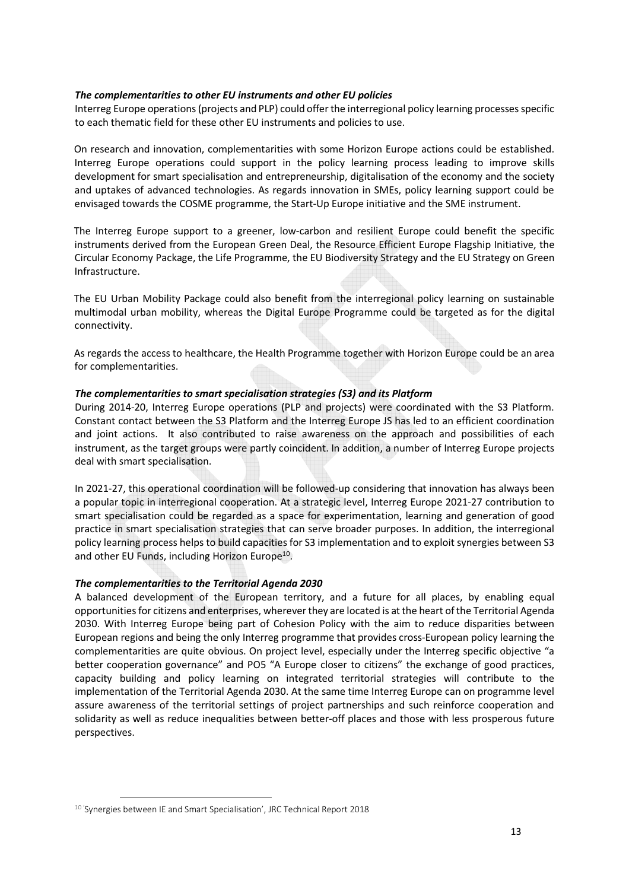***The complementarities to other EU instruments and other EU policies***

Interreg Europe operations (projects and PLP) could offer the interregional policy learning processes specific to each thematic field for these other EU instruments and policies to use.

On research and innovation, complementarities with some Horizon Europe actions could be established. Interreg Europe operations could support in the policy learning process leading to improve skills development for smart specialisation and entrepreneurship, digitalisation of the economy and the society and uptakes of advanced technologies. As regards innovation in SMEs, policy learning support could be envisaged towards the COSME programme, the Start-Up Europe initiative and the SME instrument.

The Interreg Europe support to a greener, low-carbon and resilient Europe could benefit the specific instruments derived from the European Green Deal, the Resource Efficient Europe Flagship Initiative, the Circular Economy Package, the Life Programme, the EU Biodiversity Strategy and the EU Strategy on Green Infrastructure.

The EU Urban Mobility Package could also benefit from the interregional policy learning on sustainable multimodal urban mobility, whereas the Digital Europe Programme could be targeted as for the digital connectivity.

As regards the access to healthcare, the Health Programme together with Horizon Europe could be an area for complementarities.

***The complementarities to smart specialisation strategies (S3) and its Platform***

During 2014-20, Interreg Europe operations (PLP and projects) were coordinated with the S3 Platform. Constant contact between the S3 Platform and the Interreg Europe JS has led to an efficient coordination and joint actions. It also contributed to raise awareness on the approach and possibilities of each instrument, as the target groups were partly coincident. In addition, a number of Interreg Europe projects deal with smart specialisation.

In 2021-27, this operational coordination will be followed-up considering that innovation has always been a popular topic in interregional cooperation. At a strategic level, Interreg Europe 2021-27 contribution to smart specialisation could be regarded as a space for experimentation, learning and generation of good practice in smart specialisation strategies that can serve broader purposes. In addition, the interregional policy learning process helps to build capacities for S3 implementation and to exploit synergies between S3 and other EU Funds, including Horizon Europe[10].

***The complementarities to the Territorial Agenda 2030***

A balanced development of the European territory, and a future for all places, by enabling equal opportunities for citizens and enterprises, wherever they are located is at the heart of the Territorial Agenda 2030. With Interreg Europe being part of Cohesion Policy with the aim to reduce disparities between European regions and being the only Interreg programme that provides cross-European policy learning the complementarities are quite obvious. On project level, especially under the Interreg specific objective "a better cooperation governance" and PO5 "A Europe closer to citizens" the exchange of good practices, capacity building and policy learning on integrated territorial strategies will contribute to the implementation of the Territorial Agenda 2030. At the same time Interreg Europe can on programme level assure awareness of the territorial settings of project partnerships and such reinforce cooperation and solidarity as well as reduce inequalities between better-off places and those with less prosperous future perspectives.

---

[10] 'Synergies between IE and Smart Specialisation', JRC Technical Report 2018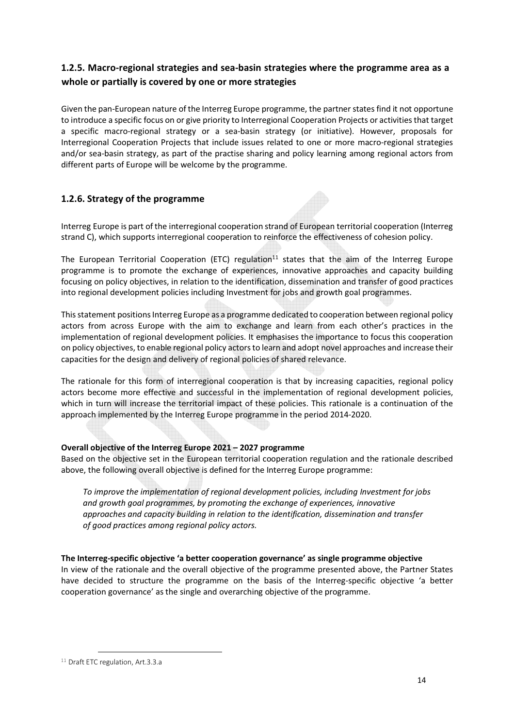### 1.2.5. Macro-regional strategies and sea-basin strategies where the programme area as a whole or partially is covered by one or more strategies

Given the pan-European nature of the Interreg Europe programme, the partner states find it not opportune to introduce a specific focus on or give priority to Interregional Cooperation Projects or activities that target a specific macro-regional strategy or a sea-basin strategy (or initiative). However, proposals for Interregional Cooperation Projects that include issues related to one or more macro-regional strategies and/or sea-basin strategy, as part of the practise sharing and policy learning among regional actors from different parts of Europe will be welcome by the programme.

### 1.2.6. Strategy of the programme

Interreg Europe is part of the interregional cooperation strand of European territorial cooperation (Interreg strand C), which supports interregional cooperation to reinforce the effectiveness of cohesion policy.

The European Territorial Cooperation (ETC) regulation[11] states that the aim of the Interreg Europe programme is to promote the exchange of experiences, innovative approaches and capacity building focusing on policy objectives, in relation to the identification, dissemination and transfer of good practices into regional development policies including Investment for jobs and growth goal programmes.

This statement positions Interreg Europe as a programme dedicated to cooperation between regional policy actors from across Europe with the aim to exchange and learn from each other's practices in the implementation of regional development policies. It emphasises the importance to focus this cooperation on policy objectives, to enable regional policy actors to learn and adopt novel approaches and increase their capacities for the design and delivery of regional policies of shared relevance.

The rationale for this form of interregional cooperation is that by increasing capacities, regional policy actors become more effective and successful in the implementation of regional development policies, which in turn will increase the territorial impact of these policies. This rationale is a continuation of the approach implemented by the Interreg Europe programme in the period 2014-2020.

**Overall objective of the Interreg Europe 2021 – 2027 programme**

Based on the objective set in the European territorial cooperation regulation and the rationale described above, the following overall objective is defined for the Interreg Europe programme:

> *To improve the implementation of regional development policies, including Investment for jobs and growth goal programmes, by promoting the exchange of experiences, innovative approaches and capacity building in relation to the identification, dissemination and transfer of good practices among regional policy actors.*

**The Interreg-specific objective 'a better cooperation governance' as single programme objective**

In view of the rationale and the overall objective of the programme presented above, the Partner States have decided to structure the programme on the basis of the Interreg-specific objective 'a better cooperation governance' as the single and overarching objective of the programme.

[11] Draft ETC regulation, Art.3.3.a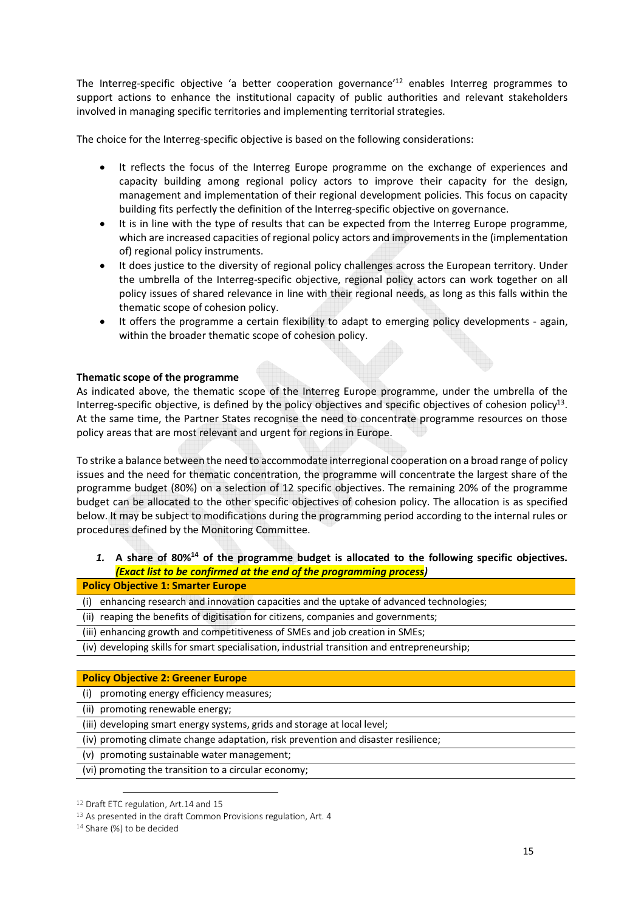The Interreg-specific objective 'a better cooperation governance'[12] enables Interreg programmes to support actions to enhance the institutional capacity of public authorities and relevant stakeholders involved in managing specific territories and implementing territorial strategies.

The choice for the Interreg-specific objective is based on the following considerations:

- It reflects the focus of the Interreg Europe programme on the exchange of experiences and capacity building among regional policy actors to improve their capacity for the design, management and implementation of their regional development policies. This focus on capacity building fits perfectly the definition of the Interreg-specific objective on governance.
- It is in line with the type of results that can be expected from the Interreg Europe programme, which are increased capacities of regional policy actors and improvements in the (implementation of) regional policy instruments.
- It does justice to the diversity of regional policy challenges across the European territory. Under the umbrella of the Interreg-specific objective, regional policy actors can work together on all policy issues of shared relevance in line with their regional needs, as long as this falls within the thematic scope of cohesion policy.
- It offers the programme a certain flexibility to adapt to emerging policy developments - again, within the broader thematic scope of cohesion policy.

**Thematic scope of the programme**

As indicated above, the thematic scope of the Interreg Europe programme, under the umbrella of the Interreg-specific objective, is defined by the policy objectives and specific objectives of cohesion policy[13]. At the same time, the Partner States recognise the need to concentrate programme resources on those policy areas that are most relevant and urgent for regions in Europe.

To strike a balance between the need to accommodate interregional cooperation on a broad range of policy issues and the need for thematic concentration, the programme will concentrate the largest share of the programme budget (80%) on a selection of 12 specific objectives. The remaining 20% of the programme budget can be allocated to the other specific objectives of cohesion policy. The allocation is as specified below. It may be subject to modifications during the programming period according to the internal rules or procedures defined by the Monitoring Committee.

1. **A share of 80%[14] of the programme budget is allocated to the following specific objectives.** ***(Exact list to be confirmed at the end of the programming process)***

| **Policy Objective 1: Smarter Europe** |
|---|
| (i) enhancing research and innovation capacities and the uptake of advanced technologies; |
| (ii) reaping the benefits of digitisation for citizens, companies and governments; |
| (iii) enhancing growth and competitiveness of SMEs and job creation in SMEs; |
| (iv) developing skills for smart specialisation, industrial transition and entrepreneurship; |

| **Policy Objective 2: Greener Europe** |
|---|
| (i) promoting energy efficiency measures; |
| (ii) promoting renewable energy; |
| (iii) developing smart energy systems, grids and storage at local level; |
| (iv) promoting climate change adaptation, risk prevention and disaster resilience; |
| (v) promoting sustainable water management; |
| (vi) promoting the transition to a circular economy; |

[12] Draft ETC regulation, Art.14 and 15

[13] As presented in the draft Common Provisions regulation, Art. 4

[14] Share (%) to be decided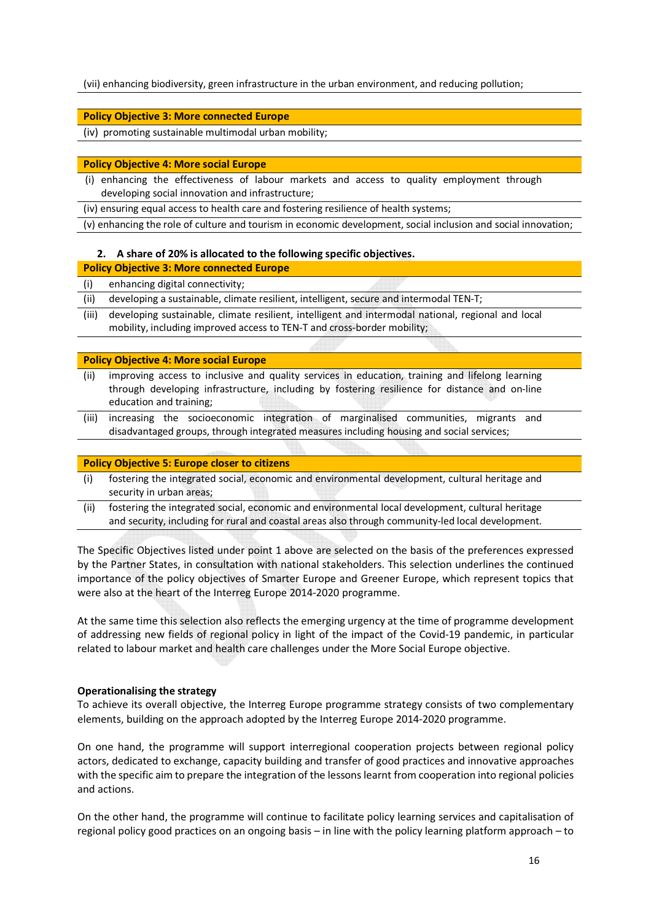(vii) enhancing biodiversity, green infrastructure in the urban environment, and reducing pollution;

| **Policy Objective 3: More connected Europe** |
|---|
| (iv) promoting sustainable multimodal urban mobility; |

| **Policy Objective 4: More social Europe** |
|---|
| (i) enhancing the effectiveness of labour markets and access to quality employment through developing social innovation and infrastructure; |
| (iv) ensuring equal access to health care and fostering resilience of health systems; |
| (v) enhancing the role of culture and tourism in economic development, social inclusion and social innovation; |

2. **A share of 20% is allocated to the following specific objectives.**

| **Policy Objective 3: More connected Europe** | |
|---|---|
| (i) | enhancing digital connectivity; |
| (ii) | developing a sustainable, climate resilient, intelligent, secure and intermodal TEN-T; |
| (iii) | developing sustainable, climate resilient, intelligent and intermodal national, regional and local mobility, including improved access to TEN-T and cross-border mobility; |

| **Policy Objective 4: More social Europe** | |
|---|---|
| (ii) | improving access to inclusive and quality services in education, training and lifelong learning through developing infrastructure, including by fostering resilience for distance and on-line education and training; |
| (iii) | increasing the socioeconomic integration of marginalised communities, migrants and disadvantaged groups, through integrated measures including housing and social services; |

| **Policy Objective 5: Europe closer to citizens** | |
|---|---|
| (i) | fostering the integrated social, economic and environmental development, cultural heritage and security in urban areas; |
| (ii) | fostering the integrated social, economic and environmental local development, cultural heritage and security, including for rural and coastal areas also through community-led local development. |

The Specific Objectives listed under point 1 above are selected on the basis of the preferences expressed by the Partner States, in consultation with national stakeholders. This selection underlines the continued importance of the policy objectives of Smarter Europe and Greener Europe, which represent topics that were also at the heart of the Interreg Europe 2014-2020 programme.

At the same time this selection also reflects the emerging urgency at the time of programme development of addressing new fields of regional policy in light of the impact of the Covid-19 pandemic, in particular related to labour market and health care challenges under the More Social Europe objective.

**Operationalising the strategy**

To achieve its overall objective, the Interreg Europe programme strategy consists of two complementary elements, building on the approach adopted by the Interreg Europe 2014-2020 programme.

On one hand, the programme will support interregional cooperation projects between regional policy actors, dedicated to exchange, capacity building and transfer of good practices and innovative approaches with the specific aim to prepare the integration of the lessons learnt from cooperation into regional policies and actions.

On the other hand, the programme will continue to facilitate policy learning services and capitalisation of regional policy good practices on an ongoing basis – in line with the policy learning platform approach – to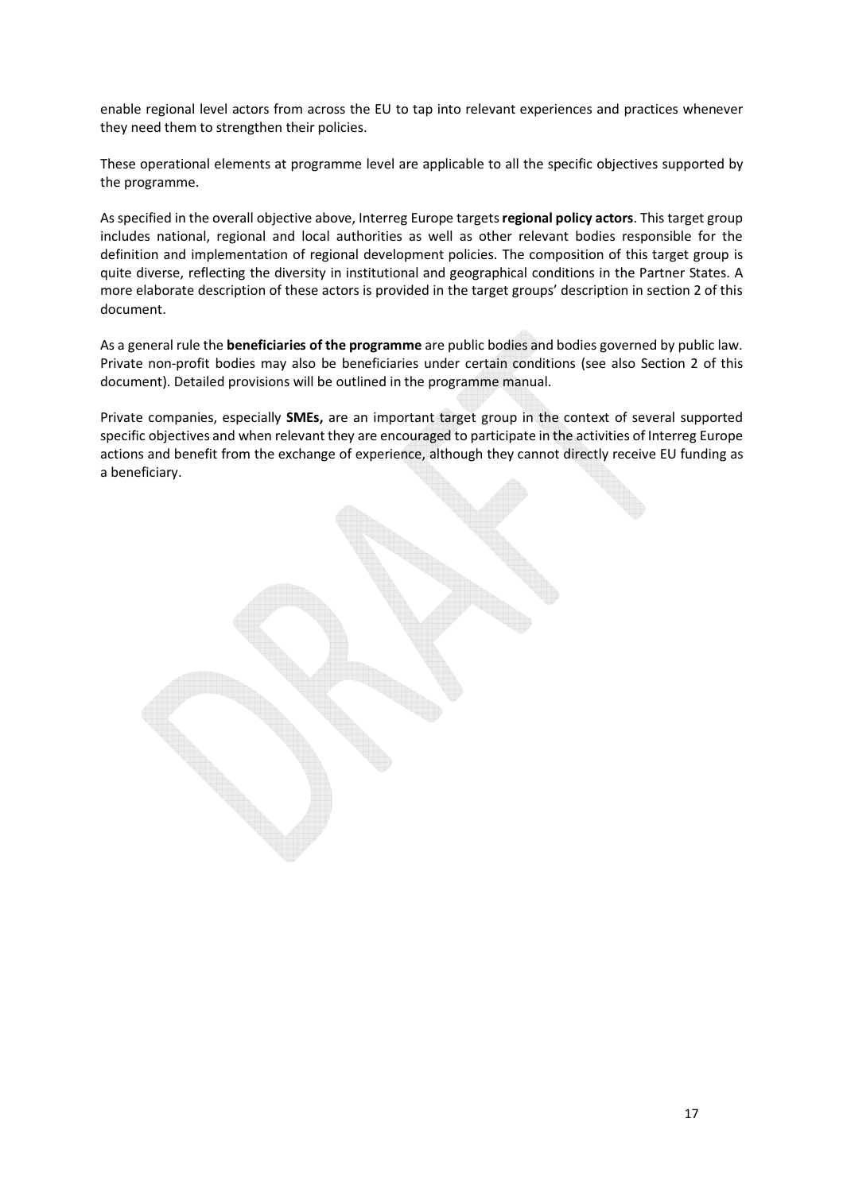enable regional level actors from across the EU to tap into relevant experiences and practices whenever they need them to strengthen their policies.

These operational elements at programme level are applicable to all the specific objectives supported by the programme.

As specified in the overall objective above, Interreg Europe targets **regional policy actors**. This target group includes national, regional and local authorities as well as other relevant bodies responsible for the definition and implementation of regional development policies. The composition of this target group is quite diverse, reflecting the diversity in institutional and geographical conditions in the Partner States. A more elaborate description of these actors is provided in the target groups' description in section 2 of this document.

As a general rule the **beneficiaries of the programme** are public bodies and bodies governed by public law. Private non-profit bodies may also be beneficiaries under certain conditions (see also Section 2 of this document). Detailed provisions will be outlined in the programme manual.

Private companies, especially **SMEs,** are an important target group in the context of several supported specific objectives and when relevant they are encouraged to participate in the activities of Interreg Europe actions and benefit from the exchange of experience, although they cannot directly receive EU funding as a beneficiary.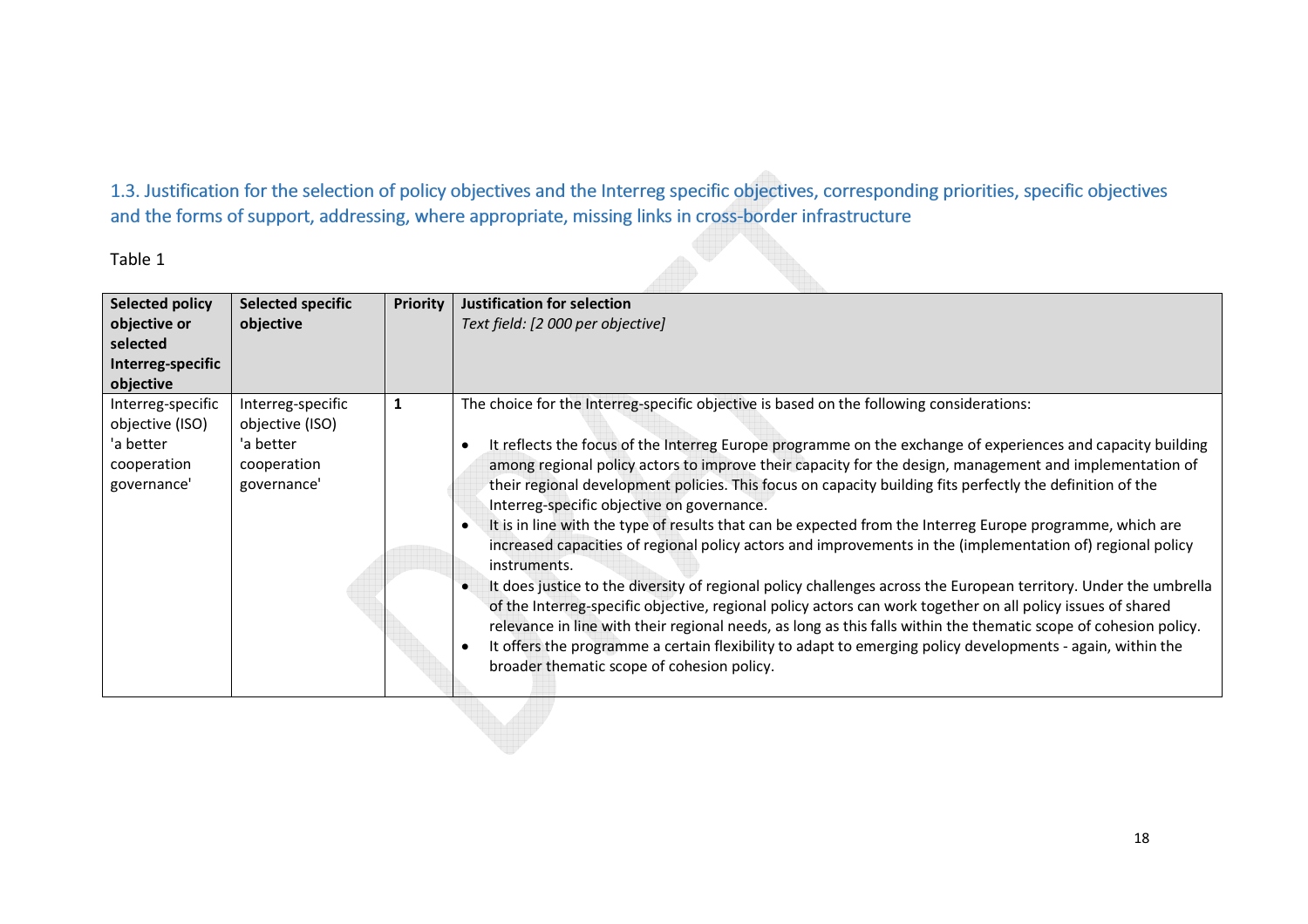## 1.3. Justification for the selection of policy objectives and the Interreg specific objectives, corresponding priorities, specific objectives and the forms of support, addressing, where appropriate, missing links in cross-border infrastructure

Table 1

| **Selected policy objective or selected Interreg-specific objective** | **Selected specific objective** | **Priority** | **Justification for selection** *Text field: [2 000 per objective]* |
|---|---|---|---|
| Interreg-specific objective (ISO) 'a better cooperation governance' | Interreg-specific objective (ISO) 'a better cooperation governance' | **1** | The choice for the Interreg-specific objective is based on the following considerations:<br><br>• It reflects the focus of the Interreg Europe programme on the exchange of experiences and capacity building among regional policy actors to improve their capacity for the design, management and implementation of their regional development policies. This focus on capacity building fits perfectly the definition of the Interreg-specific objective on governance.<br>• It is in line with the type of results that can be expected from the Interreg Europe programme, which are increased capacities of regional policy actors and improvements in the (implementation of) regional policy instruments.<br>• It does justice to the diversity of regional policy challenges across the European territory. Under the umbrella of the Interreg-specific objective, regional policy actors can work together on all policy issues of shared relevance in line with their regional needs, as long as this falls within the thematic scope of cohesion policy.<br>• It offers the programme a certain flexibility to adapt to emerging policy developments - again, within the broader thematic scope of cohesion policy. |